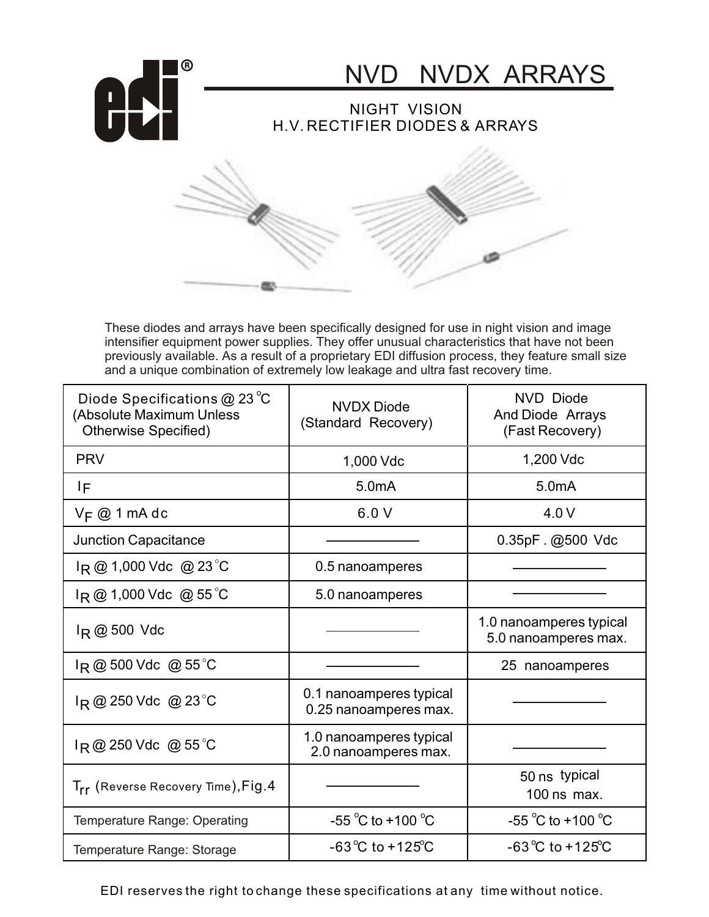# NVD NVDX ARRAYS

## NIGHT VISION
## H.V. RECTIFIER DIODES & ARRAYS

These diodes and arrays have been specifically designed for use in night vision and image intensifier equipment power supplies. They offer unusual characteristics that have not been previously available. As a result of a proprietary EDI diffusion process, they feature small size and a unique combination of extremely low leakage and ultra fast recovery time.

| Diode Specifications @ 23 °C (Absolute Maximum Unless Otherwise Specified) | NVDX Diode (Standard Recovery) | NVD Diode And Diode Arrays (Fast Recovery) |
|---|---|---|
| PRV | 1,000 Vdc | 1,200 Vdc |
| $I_F$ | 5.0mA | 5.0mA |
| $V_F$ @ 1 mA dc | 6.0 V | 4.0 V |
| Junction Capacitance | ——— | 0.35pF . @500 Vdc |
| $I_R$ @ 1,000 Vdc @ 23 °C | 0.5 nanoamperes | ——— |
| $I_R$ @ 1,000 Vdc @ 55 °C | 5.0 nanoamperes | ——— |
| $I_R$ @ 500 Vdc | ——— | 1.0 nanoamperes typical 5.0 nanoamperes max. |
| $I_R$ @ 500 Vdc @ 55 °C | ——— | 25 nanoamperes |
| $I_R$ @ 250 Vdc @ 23 °C | 0.1 nanoamperes typical 0.25 nanoamperes max. | ——— |
| $I_R$ @ 250 Vdc @ 55 °C | 1.0 nanoamperes typical 2.0 nanoamperes max. | ——— |
| $T_{rr}$ (Reverse Recovery Time), Fig.4 | ——— | 50 ns typical 100 ns max. |
| Temperature Range: Operating | -55 °C to +100 °C | -55 °C to +100 °C |
| Temperature Range: Storage | -63 °C to +125 °C | -63 °C to +125 °C |

EDI reserves the right to change these specifications at any time without notice.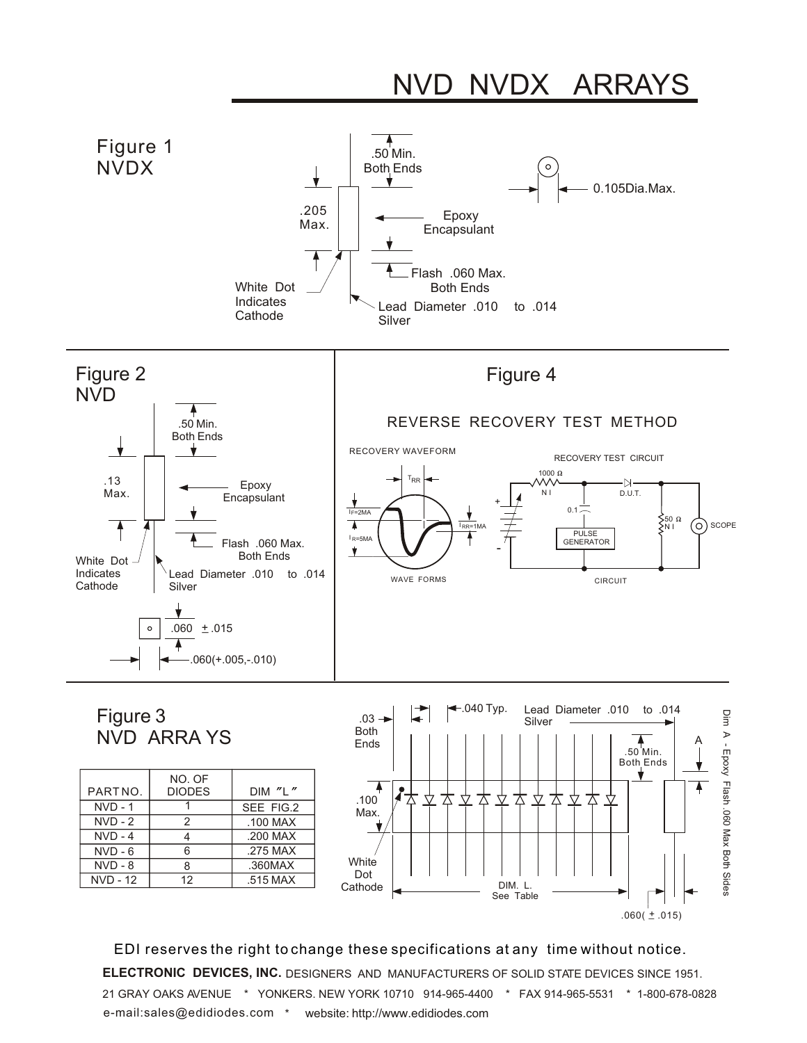# NVD NVDX ARRAYS

## Figure 1
NVDX

.50 Min.
Both Ends

0.105Dia.Max.

.205
Max.

Epoxy
Encapsulant

Flash .060 Max.
Both Ends

White Dot
Indicates
Cathode

Lead Diameter .010 to .014
Silver

## Figure 2
NVD

.50 Min.
Both Ends

.13
Max.

Epoxy
Encapsulant

Flash .060 Max.
Both Ends

White Dot
Indicates
Cathode

Lead Diameter .010 to .014
Silver

.060 ± .015

.060(+.005,-.010)

## Figure 4

REVERSE RECOVERY TEST METHOD

RECOVERY WAVEFORM

$T_{RR}$

$I_{F=2MA}$

$I_{RR=1MA}$

$I_{R=5MA}$

WAVE FORMS

RECOVERY TEST CIRCUIT

1000 Ω
N I

D.U.T.

0.1

50 Ω
N I

PULSE
GENERATOR

SCOPE

CIRCUIT

## Figure 3
NVD ARRA YS

| PART NO. | NO. OF DIODES | DIM "L" |
|---|---|---|
| NVD - 1 | 1 | SEE FIG.2 |
| NVD - 2 | 2 | .100 MAX |
| NVD - 4 | 4 | .200 MAX |
| NVD - 6 | 6 | .275 MAX |
| NVD - 8 | 8 | .360MAX |
| NVD - 12 | 12 | .515 MAX |

.03
Both
Ends

.040 Typ.

Lead Diameter .010 to .014
Silver

A

.50 Min.
Both Ends

.100
Max.

White
Dot
Cathode

DIM. L.
See Table

.060( ± .015)

Dim A - Epoxy Flash .060 Max Both Sides

EDI reserves the right to change these specifications at any time without notice.

**ELECTRONIC DEVICES, INC.** DESIGNERS AND MANUFACTURERS OF SOLID STATE DEVICES SINCE 1951.

21 GRAY OAKS AVENUE * YONKERS. NEW YORK 10710 914-965-4400 * FAX 914-965-5531 * 1-800-678-0828

e-mail:sales@edidiodes.com * website: http://www.edidiodes.com